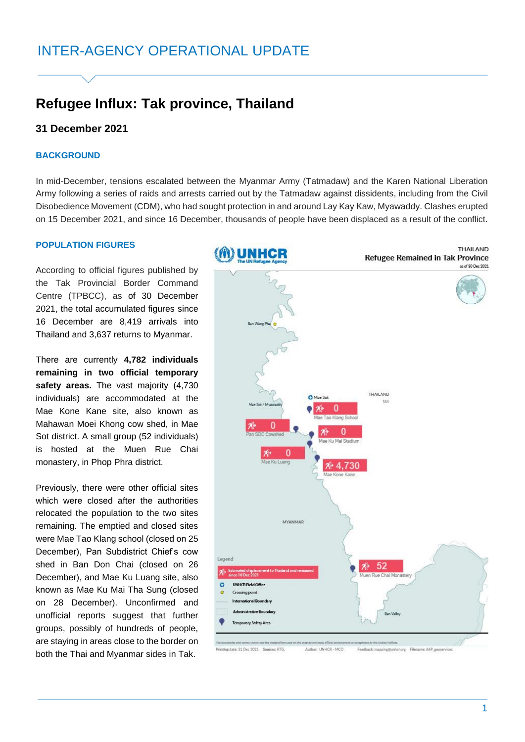# INTER-AGENCY OPERATIONAL UPDATE

## Refugee Influx: Tak province, Thailand

### 31 December 2021

#### BACKGROUND

In mid-December, tensions escalated between the Myanmar Army (Tatmadaw) and the Karen National Liberation Army following a series of raids and arrests carried out by the Tatmadaw against dissidents, including from the Civil Disobedience Movement (CDM), who had sought protection in and around Lay Kay Kaw, Myawaddy. Clashes erupted on 15 December 2021, and since 16 December, thousands of people have been displaced as a result of the conflict.

#### POPULATION FIGURES

According to official figures published by the Tak Provincial Border Command Centre (TPBCC), as of 30 December 2021, the total accumulated figures since 16 December are 8,419 arrivals into Thailand and 3,637 returns to Myanmar.

There are currently **4,782 individuals remaining in two official temporary safety areas.** The vast majority (4,730 individuals) are accommodated at the Mae Kone Kane site, also known as Mahawan Moei Khong cow shed, in Mae Sot district. A small group (52 individuals) is hosted at the Muen Rue Chai monastery, in Phop Phra district.

Previously, there were other official sites which were closed after the authorities relocated the population to the two sites remaining. The emptied and closed sites were Mae Tao Klang school (closed on 25 December), Pan Subdistrict Chief's cow shed in Ban Don Chai (closed on 26 December), and Mae Ku Luang site, also known as Mae Ku Mai Tha Sung (closed on 28 December). Unconfirmed and unofficial reports suggest that further groups, possibly of hundreds of people, are staying in areas close to the border on both the Thai and Myanmar sides in Tak.

UNHCR – THAILAND – Refugee Remained in Tak Province, as of 30 Dec 2021

Mae Tao Klang School: 0; Pan SDC Cowshed: 0; Mae Ku Mai Stadium: 0; Mae Ku Luang: 0; Mae Kone Kane: 4,730; Muen Rue Chai Monastery: 52

Legend: Estimated displacement to Thailand and remained since 16 Dec 2021; UNHCR Field Office; Crossing point; International Boundary; Administrative Boundary; Temporary Safety Area

Printing date: 31 Dec 2021 Sources: RTG, Author: UNHCR - MCO Feedback: mapping@unhcr.org Filename: A4P_geoservices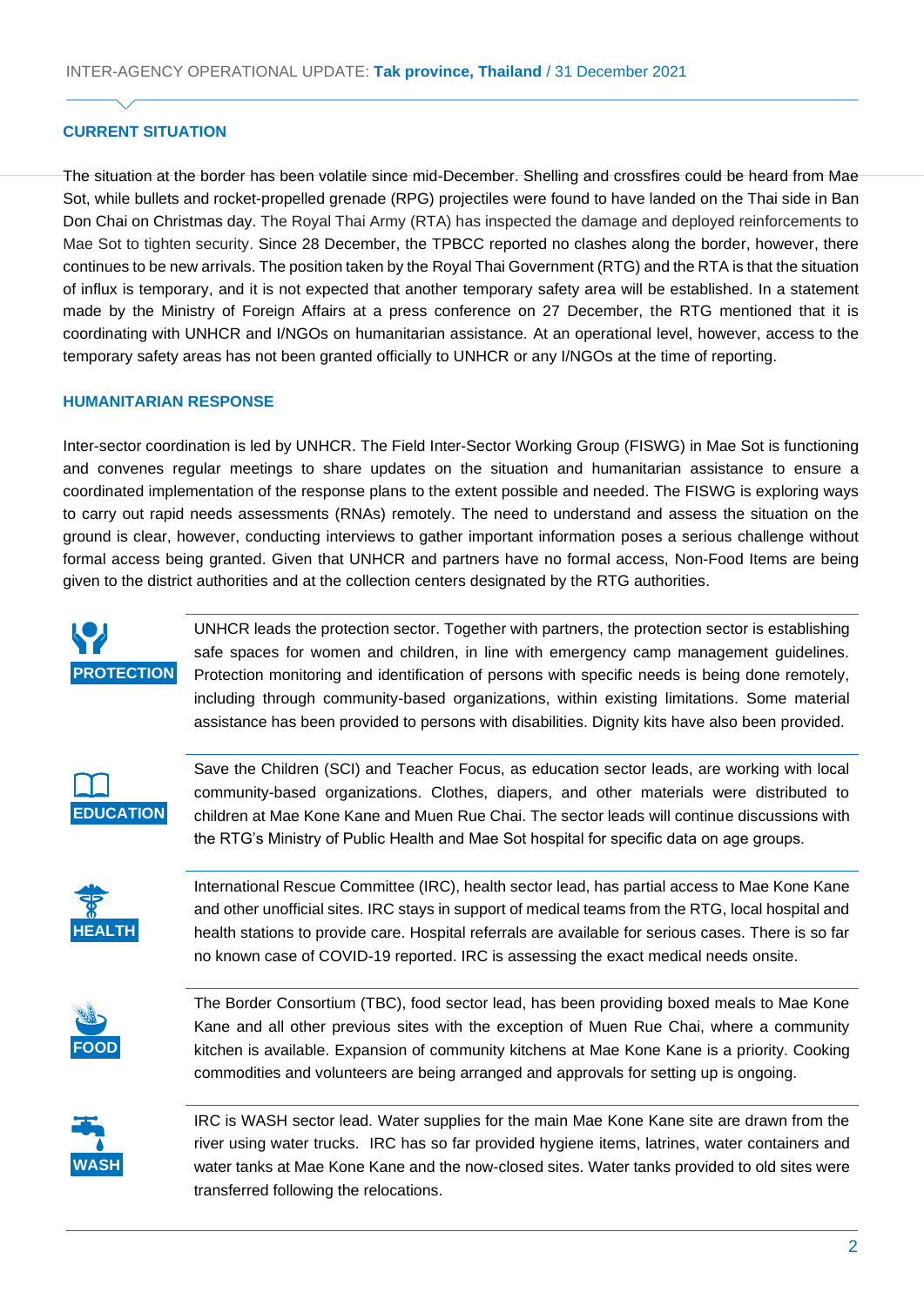## CURRENT SITUATION

The situation at the border has been volatile since mid-December. Shelling and crossfires could be heard from Mae Sot, while bullets and rocket-propelled grenade (RPG) projectiles were found to have landed on the Thai side in Ban Don Chai on Christmas day. The Royal Thai Army (RTA) has inspected the damage and deployed reinforcements to Mae Sot to tighten security. Since 28 December, the TPBCC reported no clashes along the border, however, there continues to be new arrivals. The position taken by the Royal Thai Government (RTG) and the RTA is that the situation of influx is temporary, and it is not expected that another temporary safety area will be established. In a statement made by the Ministry of Foreign Affairs at a press conference on 27 December, the RTG mentioned that it is coordinating with UNHCR and I/NGOs on humanitarian assistance. At an operational level, however, access to the temporary safety areas has not been granted officially to UNHCR or any I/NGOs at the time of reporting.

## HUMANITARIAN RESPONSE

Inter-sector coordination is led by UNHCR. The Field Inter-Sector Working Group (FISWG) in Mae Sot is functioning and convenes regular meetings to share updates on the situation and humanitarian assistance to ensure a coordinated implementation of the response plans to the extent possible and needed. The FISWG is exploring ways to carry out rapid needs assessments (RNAs) remotely. The need to understand and assess the situation on the ground is clear, however, conducting interviews to gather important information poses a serious challenge without formal access being granted. Given that UNHCR and partners have no formal access, Non-Food Items are being given to the district authorities and at the collection centers designated by the RTG authorities.

**PROTECTION**

UNHCR leads the protection sector. Together with partners, the protection sector is establishing safe spaces for women and children, in line with emergency camp management guidelines. Protection monitoring and identification of persons with specific needs is being done remotely, including through community-based organizations, within existing limitations. Some material assistance has been provided to persons with disabilities. Dignity kits have also been provided.

**EDUCATION**

Save the Children (SCI) and Teacher Focus, as education sector leads, are working with local community-based organizations. Clothes, diapers, and other materials were distributed to children at Mae Kone Kane and Muen Rue Chai. The sector leads will continue discussions with the RTG's Ministry of Public Health and Mae Sot hospital for specific data on age groups.

**HEALTH**

International Rescue Committee (IRC), health sector lead, has partial access to Mae Kone Kane and other unofficial sites. IRC stays in support of medical teams from the RTG, local hospital and health stations to provide care. Hospital referrals are available for serious cases. There is so far no known case of COVID-19 reported. IRC is assessing the exact medical needs onsite.

**FOOD**

The Border Consortium (TBC), food sector lead, has been providing boxed meals to Mae Kone Kane and all other previous sites with the exception of Muen Rue Chai, where a community kitchen is available. Expansion of community kitchens at Mae Kone Kane is a priority. Cooking commodities and volunteers are being arranged and approvals for setting up is ongoing.

**WASH**

IRC is WASH sector lead. Water supplies for the main Mae Kone Kane site are drawn from the river using water trucks. IRC has so far provided hygiene items, latrines, water containers and water tanks at Mae Kone Kane and the now-closed sites. Water tanks provided to old sites were transferred following the relocations.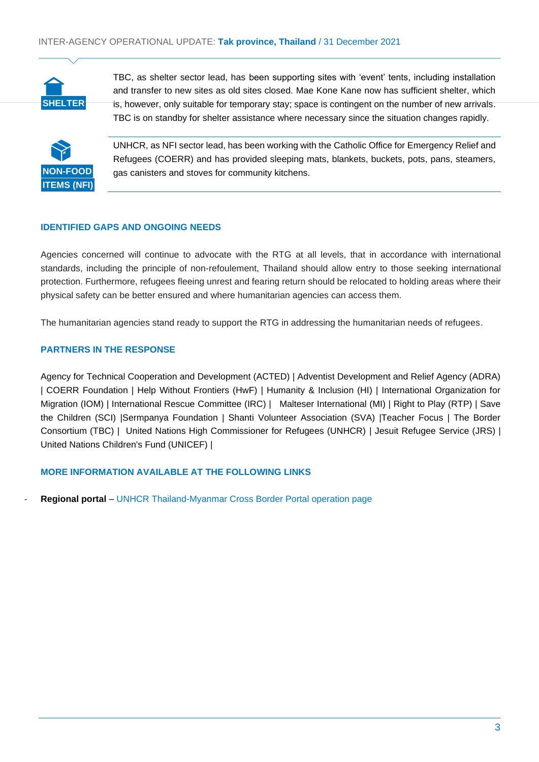**SHELTER**

TBC, as shelter sector lead, has been supporting sites with 'event' tents, including installation and transfer to new sites as old sites closed. Mae Kone Kane now has sufficient shelter, which is, however, only suitable for temporary stay; space is contingent on the number of new arrivals. TBC is on standby for shelter assistance where necessary since the situation changes rapidly.

**NON-FOOD ITEMS (NFI)**

UNHCR, as NFI sector lead, has been working with the Catholic Office for Emergency Relief and Refugees (COERR) and has provided sleeping mats, blankets, buckets, pots, pans, steamers, gas canisters and stoves for community kitchens.

## IDENTIFIED GAPS AND ONGOING NEEDS

Agencies concerned will continue to advocate with the RTG at all levels, that in accordance with international standards, including the principle of non-refoulement, Thailand should allow entry to those seeking international protection. Furthermore, refugees fleeing unrest and fearing return should be relocated to holding areas where their physical safety can be better ensured and where humanitarian agencies can access them.

The humanitarian agencies stand ready to support the RTG in addressing the humanitarian needs of refugees.

## PARTNERS IN THE RESPONSE

Agency for Technical Cooperation and Development (ACTED) | Adventist Development and Relief Agency (ADRA) | COERR Foundation | Help Without Frontiers (HwF) | Humanity & Inclusion (HI) | International Organization for Migration (IOM) | International Rescue Committee (IRC) | Malteser International (MI) | Right to Play (RTP) | Save the Children (SCI) |Serpanya Foundation | Shanti Volunteer Association (SVA) |Teacher Focus | The Border Consortium (TBC) | United Nations High Commissioner for Refugees (UNHCR) | Jesuit Refugee Service (JRS) | United Nations Children's Fund (UNICEF) |

## MORE INFORMATION AVAILABLE AT THE FOLLOWING LINKS

- **Regional portal** – UNHCR Thailand-Myanmar Cross Border Portal operation page